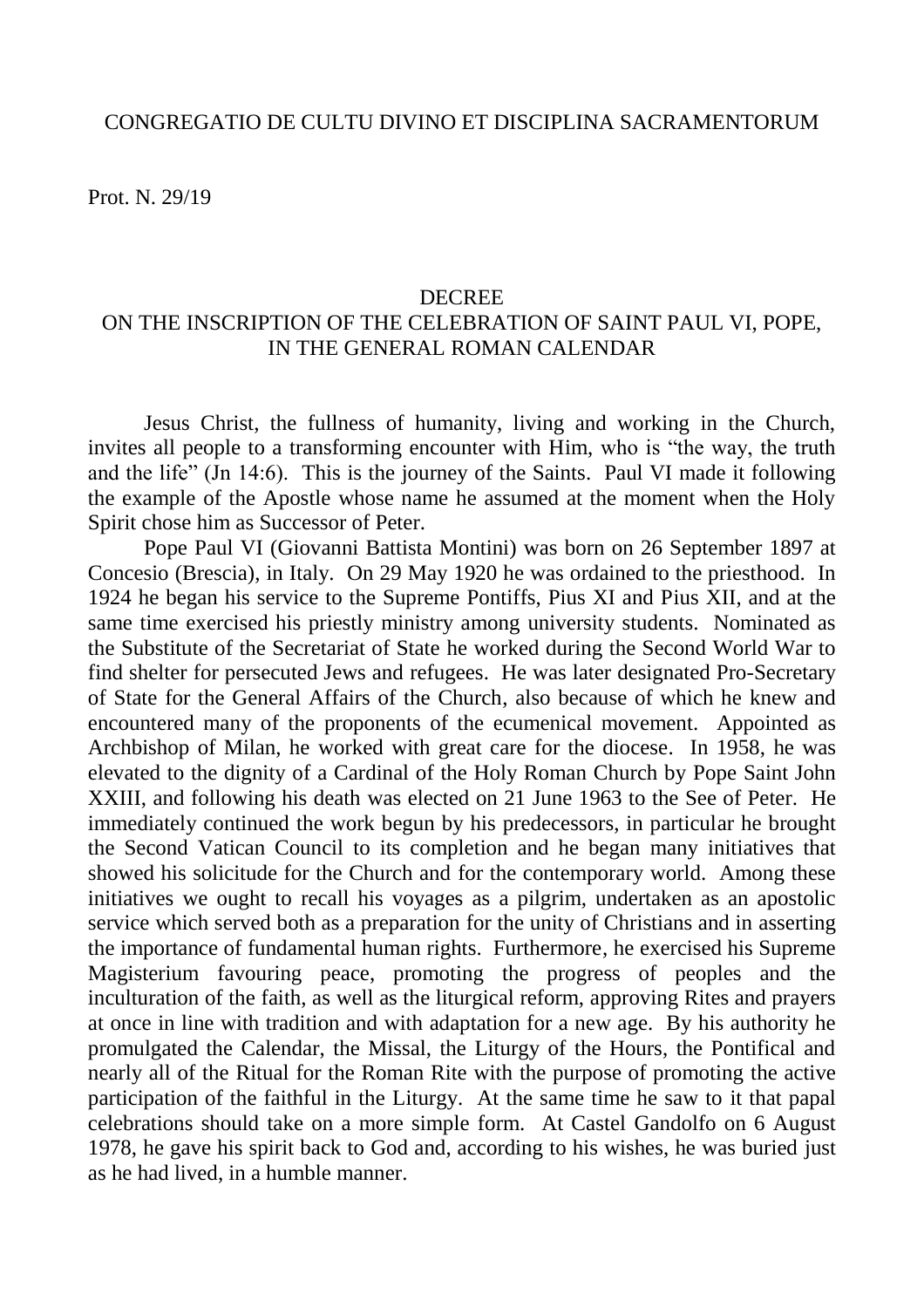CONGREGATIO DE CULTU DIVINO ET DISCIPLINA SACRAMENTORUM

Prot. N. 29/19

# DECREE
## ON THE INSCRIPTION OF THE CELEBRATION OF SAINT PAUL VI, POPE, IN THE GENERAL ROMAN CALENDAR

Jesus Christ, the fullness of humanity, living and working in the Church, invites all people to a transforming encounter with Him, who is "the way, the truth and the life" (Jn 14:6). This is the journey of the Saints. Paul VI made it following the example of the Apostle whose name he assumed at the moment when the Holy Spirit chose him as Successor of Peter.

Pope Paul VI (Giovanni Battista Montini) was born on 26 September 1897 at Concesio (Brescia), in Italy. On 29 May 1920 he was ordained to the priesthood. In 1924 he began his service to the Supreme Pontiffs, Pius XI and Pius XII, and at the same time exercised his priestly ministry among university students. Nominated as the Substitute of the Secretariat of State he worked during the Second World War to find shelter for persecuted Jews and refugees. He was later designated Pro-Secretary of State for the General Affairs of the Church, also because of which he knew and encountered many of the proponents of the ecumenical movement. Appointed as Archbishop of Milan, he worked with great care for the diocese. In 1958, he was elevated to the dignity of a Cardinal of the Holy Roman Church by Pope Saint John XXIII, and following his death was elected on 21 June 1963 to the See of Peter. He immediately continued the work begun by his predecessors, in particular he brought the Second Vatican Council to its completion and he began many initiatives that showed his solicitude for the Church and for the contemporary world. Among these initiatives we ought to recall his voyages as a pilgrim, undertaken as an apostolic service which served both as a preparation for the unity of Christians and in asserting the importance of fundamental human rights. Furthermore, he exercised his Supreme Magisterium favouring peace, promoting the progress of peoples and the inculturation of the faith, as well as the liturgical reform, approving Rites and prayers at once in line with tradition and with adaptation for a new age. By his authority he promulgated the Calendar, the Missal, the Liturgy of the Hours, the Pontifical and nearly all of the Ritual for the Roman Rite with the purpose of promoting the active participation of the faithful in the Liturgy. At the same time he saw to it that papal celebrations should take on a more simple form. At Castel Gandolfo on 6 August 1978, he gave his spirit back to God and, according to his wishes, he was buried just as he had lived, in a humble manner.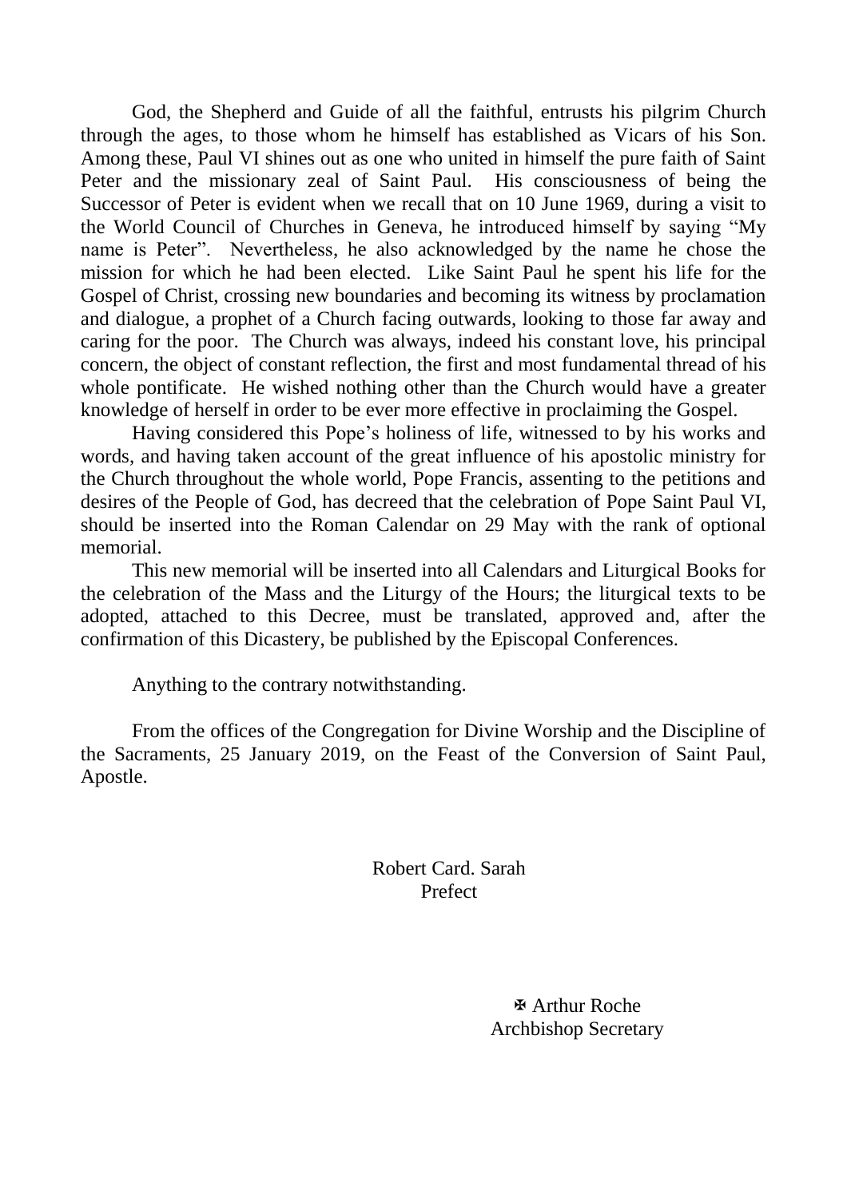God, the Shepherd and Guide of all the faithful, entrusts his pilgrim Church through the ages, to those whom he himself has established as Vicars of his Son. Among these, Paul VI shines out as one who united in himself the pure faith of Saint Peter and the missionary zeal of Saint Paul. His consciousness of being the Successor of Peter is evident when we recall that on 10 June 1969, during a visit to the World Council of Churches in Geneva, he introduced himself by saying "My name is Peter". Nevertheless, he also acknowledged by the name he chose the mission for which he had been elected. Like Saint Paul he spent his life for the Gospel of Christ, crossing new boundaries and becoming its witness by proclamation and dialogue, a prophet of a Church facing outwards, looking to those far away and caring for the poor. The Church was always, indeed his constant love, his principal concern, the object of constant reflection, the first and most fundamental thread of his whole pontificate. He wished nothing other than the Church would have a greater knowledge of herself in order to be ever more effective in proclaiming the Gospel.

Having considered this Pope's holiness of life, witnessed to by his works and words, and having taken account of the great influence of his apostolic ministry for the Church throughout the whole world, Pope Francis, assenting to the petitions and desires of the People of God, has decreed that the celebration of Pope Saint Paul VI, should be inserted into the Roman Calendar on 29 May with the rank of optional memorial.

This new memorial will be inserted into all Calendars and Liturgical Books for the celebration of the Mass and the Liturgy of the Hours; the liturgical texts to be adopted, attached to this Decree, must be translated, approved and, after the confirmation of this Dicastery, be published by the Episcopal Conferences.

Anything to the contrary notwithstanding.

From the offices of the Congregation for Divine Worship and the Discipline of the Sacraments, 25 January 2019, on the Feast of the Conversion of Saint Paul, Apostle.

Robert Card. Sarah
Prefect

✠ Arthur Roche
Archbishop Secretary